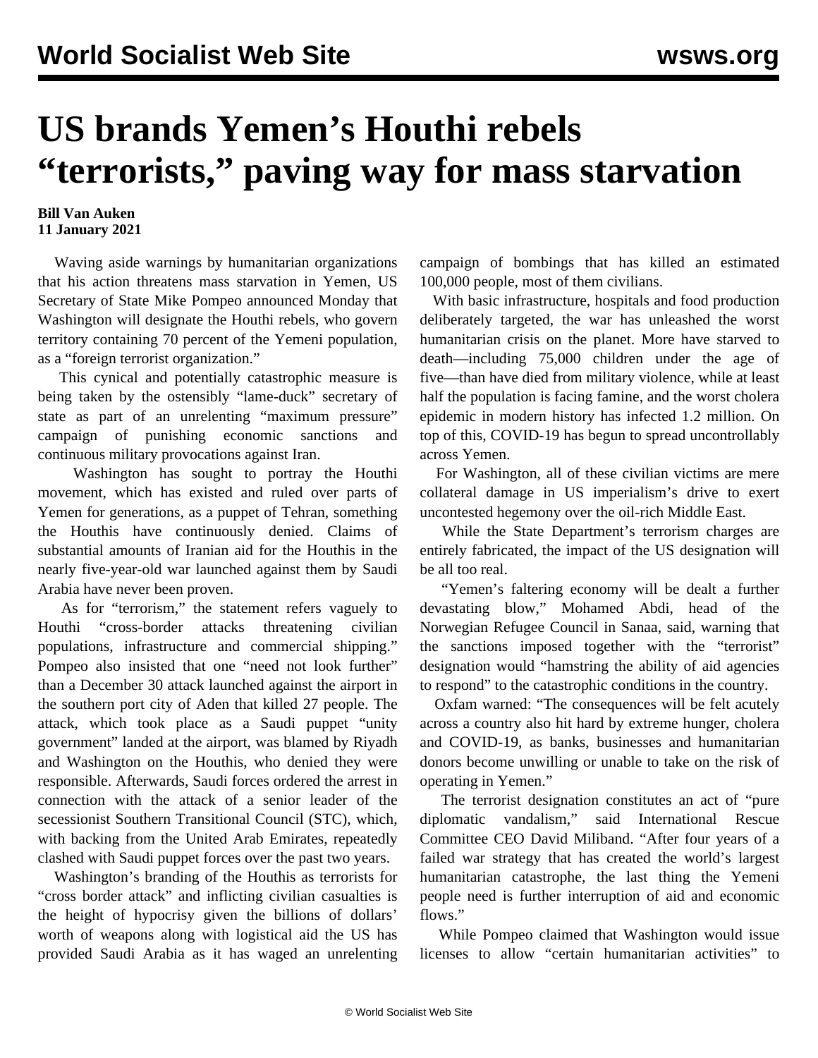# US brands Yemen's Houthi rebels "terrorists," paving way for mass starvation

**Bill Van Auken**
**11 January 2021**

Waving aside warnings by humanitarian organizations that his action threatens mass starvation in Yemen, US Secretary of State Mike Pompeo announced Monday that Washington will designate the Houthi rebels, who govern territory containing 70 percent of the Yemeni population, as a "foreign terrorist organization."

This cynical and potentially catastrophic measure is being taken by the ostensibly "lame-duck" secretary of state as part of an unrelenting "maximum pressure" campaign of punishing economic sanctions and continuous military provocations against Iran.

Washington has sought to portray the Houthi movement, which has existed and ruled over parts of Yemen for generations, as a puppet of Tehran, something the Houthis have continuously denied. Claims of substantial amounts of Iranian aid for the Houthis in the nearly five-year-old war launched against them by Saudi Arabia have never been proven.

As for "terrorism," the statement refers vaguely to Houthi "cross-border attacks threatening civilian populations, infrastructure and commercial shipping." Pompeo also insisted that one "need not look further" than a December 30 attack launched against the airport in the southern port city of Aden that killed 27 people. The attack, which took place as a Saudi puppet "unity government" landed at the airport, was blamed by Riyadh and Washington on the Houthis, who denied they were responsible. Afterwards, Saudi forces ordered the arrest in connection with the attack of a senior leader of the secessionist Southern Transitional Council (STC), which, with backing from the United Arab Emirates, repeatedly clashed with Saudi puppet forces over the past two years.

Washington's branding of the Houthis as terrorists for "cross border attack" and inflicting civilian casualties is the height of hypocrisy given the billions of dollars' worth of weapons along with logistical aid the US has provided Saudi Arabia as it has waged an unrelenting campaign of bombings that has killed an estimated 100,000 people, most of them civilians.

With basic infrastructure, hospitals and food production deliberately targeted, the war has unleashed the worst humanitarian crisis on the planet. More have starved to death—including 75,000 children under the age of five—than have died from military violence, while at least half the population is facing famine, and the worst cholera epidemic in modern history has infected 1.2 million. On top of this, COVID-19 has begun to spread uncontrollably across Yemen.

For Washington, all of these civilian victims are mere collateral damage in US imperialism's drive to exert uncontested hegemony over the oil-rich Middle East.

While the State Department's terrorism charges are entirely fabricated, the impact of the US designation will be all too real.

"Yemen's faltering economy will be dealt a further devastating blow," Mohamed Abdi, head of the Norwegian Refugee Council in Sanaa, said, warning that the sanctions imposed together with the "terrorist" designation would "hamstring the ability of aid agencies to respond" to the catastrophic conditions in the country.

Oxfam warned: "The consequences will be felt acutely across a country also hit hard by extreme hunger, cholera and COVID-19, as banks, businesses and humanitarian donors become unwilling or unable to take on the risk of operating in Yemen."

The terrorist designation constitutes an act of "pure diplomatic vandalism," said International Rescue Committee CEO David Miliband. "After four years of a failed war strategy that has created the world's largest humanitarian catastrophe, the last thing the Yemeni people need is further interruption of aid and economic flows."

While Pompeo claimed that Washington would issue licenses to allow "certain humanitarian activities" to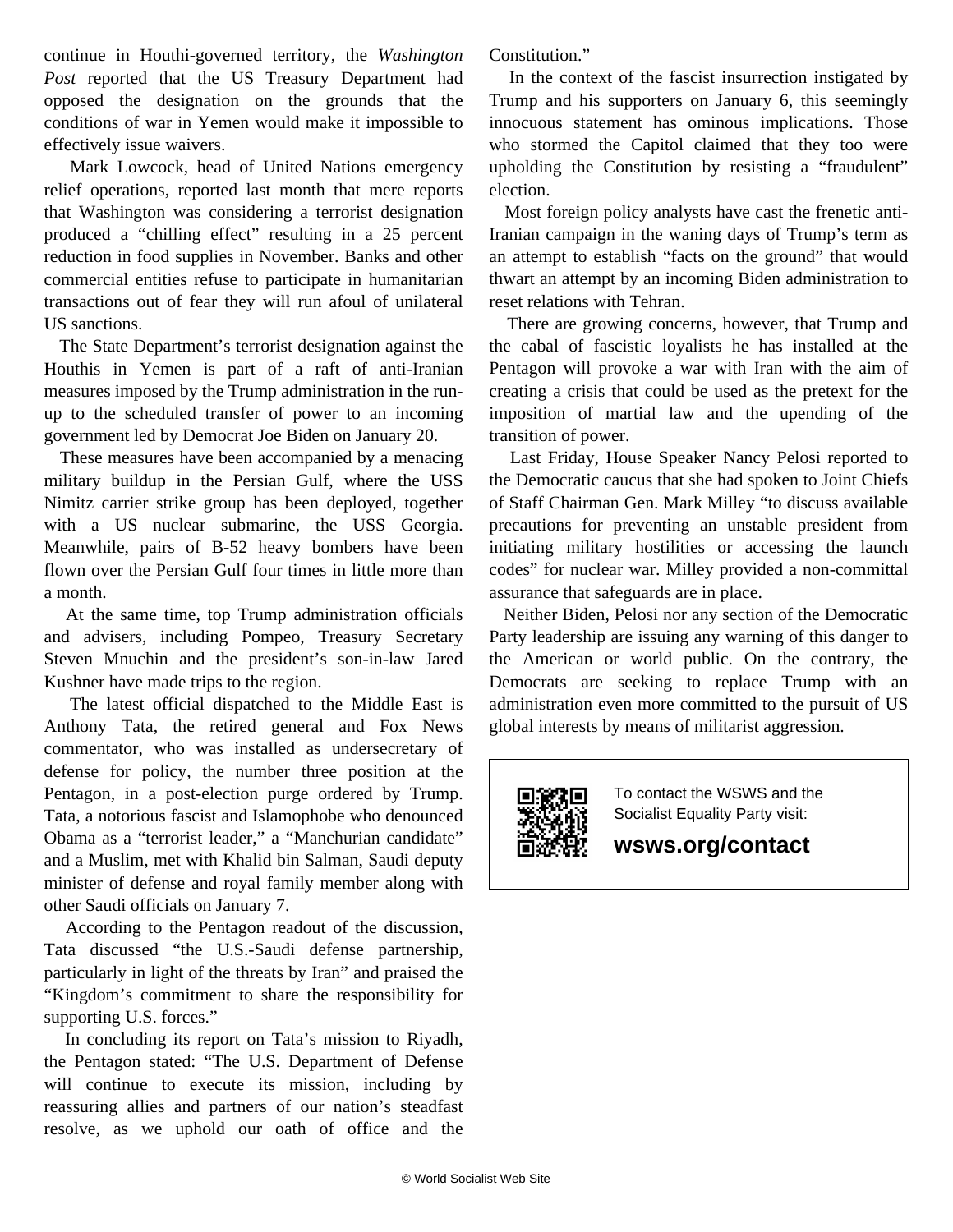continue in Houthi-governed territory, the *Washington Post* reported that the US Treasury Department had opposed the designation on the grounds that the conditions of war in Yemen would make it impossible to effectively issue waivers.

Mark Lowcock, head of United Nations emergency relief operations, reported last month that mere reports that Washington was considering a terrorist designation produced a "chilling effect" resulting in a 25 percent reduction in food supplies in November. Banks and other commercial entities refuse to participate in humanitarian transactions out of fear they will run afoul of unilateral US sanctions.

The State Department's terrorist designation against the Houthis in Yemen is part of a raft of anti-Iranian measures imposed by the Trump administration in the run-up to the scheduled transfer of power to an incoming government led by Democrat Joe Biden on January 20.

These measures have been accompanied by a menacing military buildup in the Persian Gulf, where the USS Nimitz carrier strike group has been deployed, together with a US nuclear submarine, the USS Georgia. Meanwhile, pairs of B-52 heavy bombers have been flown over the Persian Gulf four times in little more than a month.

At the same time, top Trump administration officials and advisers, including Pompeo, Treasury Secretary Steven Mnuchin and the president's son-in-law Jared Kushner have made trips to the region.

The latest official dispatched to the Middle East is Anthony Tata, the retired general and Fox News commentator, who was installed as undersecretary of defense for policy, the number three position at the Pentagon, in a post-election purge ordered by Trump. Tata, a notorious fascist and Islamophobe who denounced Obama as a "terrorist leader," a "Manchurian candidate" and a Muslim, met with Khalid bin Salman, Saudi deputy minister of defense and royal family member along with other Saudi officials on January 7.

According to the Pentagon readout of the discussion, Tata discussed "the U.S.-Saudi defense partnership, particularly in light of the threats by Iran" and praised the "Kingdom's commitment to share the responsibility for supporting U.S. forces."

In concluding its report on Tata's mission to Riyadh, the Pentagon stated: "The U.S. Department of Defense will continue to execute its mission, including by reassuring allies and partners of our nation's steadfast resolve, as we uphold our oath of office and the Constitution."

In the context of the fascist insurrection instigated by Trump and his supporters on January 6, this seemingly innocuous statement has ominous implications. Those who stormed the Capitol claimed that they too were upholding the Constitution by resisting a "fraudulent" election.

Most foreign policy analysts have cast the frenetic anti-Iranian campaign in the waning days of Trump's term as an attempt to establish "facts on the ground" that would thwart an attempt by an incoming Biden administration to reset relations with Tehran.

There are growing concerns, however, that Trump and the cabal of fascistic loyalists he has installed at the Pentagon will provoke a war with Iran with the aim of creating a crisis that could be used as the pretext for the imposition of martial law and the upending of the transition of power.

Last Friday, House Speaker Nancy Pelosi reported to the Democratic caucus that she had spoken to Joint Chiefs of Staff Chairman Gen. Mark Milley "to discuss available precautions for preventing an unstable president from initiating military hostilities or accessing the launch codes" for nuclear war. Milley provided a non-committal assurance that safeguards are in place.

Neither Biden, Pelosi nor any section of the Democratic Party leadership are issuing any warning of this danger to the American or world public. On the contrary, the Democrats are seeking to replace Trump with an administration even more committed to the pursuit of US global interests by means of militarist aggression.

To contact the WSWS and the Socialist Equality Party visit:

**wsws.org/contact**